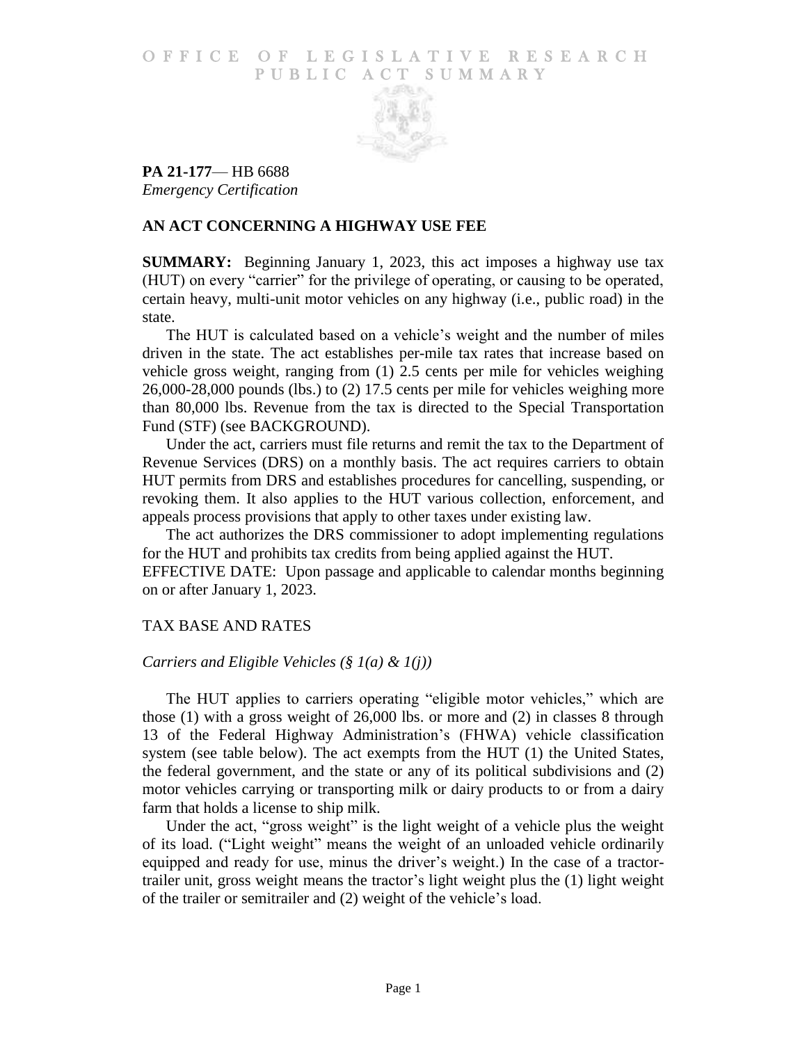# OFFICE OF LEGISLATIVE RESEARCH PUBLIC ACT SUMMARY

**PA 21-177**— HB 6688
*Emergency Certification*

## AN ACT CONCERNING A HIGHWAY USE FEE

**SUMMARY:** Beginning January 1, 2023, this act imposes a highway use tax (HUT) on every "carrier" for the privilege of operating, or causing to be operated, certain heavy, multi-unit motor vehicles on any highway (i.e., public road) in the state.

The HUT is calculated based on a vehicle's weight and the number of miles driven in the state. The act establishes per-mile tax rates that increase based on vehicle gross weight, ranging from (1) 2.5 cents per mile for vehicles weighing 26,000-28,000 pounds (lbs.) to (2) 17.5 cents per mile for vehicles weighing more than 80,000 lbs. Revenue from the tax is directed to the Special Transportation Fund (STF) (see BACKGROUND).

Under the act, carriers must file returns and remit the tax to the Department of Revenue Services (DRS) on a monthly basis. The act requires carriers to obtain HUT permits from DRS and establishes procedures for cancelling, suspending, or revoking them. It also applies to the HUT various collection, enforcement, and appeals process provisions that apply to other taxes under existing law.

The act authorizes the DRS commissioner to adopt implementing regulations for the HUT and prohibits tax credits from being applied against the HUT.

EFFECTIVE DATE: Upon passage and applicable to calendar months beginning on or after January 1, 2023.

## TAX BASE AND RATES

### *Carriers and Eligible Vehicles (§ 1(a) & 1(j))*

The HUT applies to carriers operating "eligible motor vehicles," which are those (1) with a gross weight of 26,000 lbs. or more and (2) in classes 8 through 13 of the Federal Highway Administration's (FHWA) vehicle classification system (see table below). The act exempts from the HUT (1) the United States, the federal government, and the state or any of its political subdivisions and (2) motor vehicles carrying or transporting milk or dairy products to or from a dairy farm that holds a license to ship milk.

Under the act, "gross weight" is the light weight of a vehicle plus the weight of its load. ("Light weight" means the weight of an unloaded vehicle ordinarily equipped and ready for use, minus the driver's weight.) In the case of a tractor-trailer unit, gross weight means the tractor's light weight plus the (1) light weight of the trailer or semitrailer and (2) weight of the vehicle's load.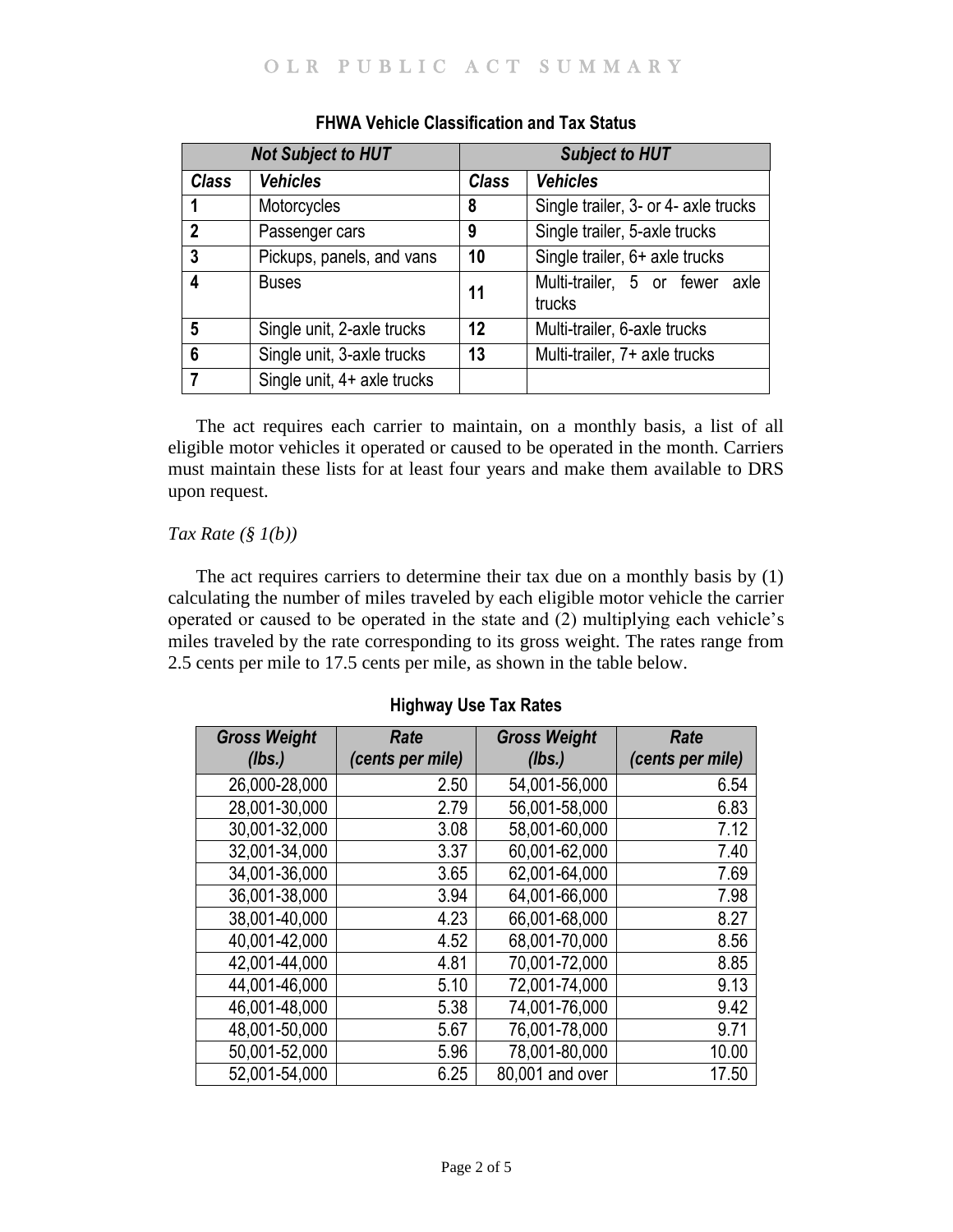**FHWA Vehicle Classification and Tax Status**

| *Not Subject to HUT* | | *Subject to HUT* | |
|---|---|---|---|
| ***Class*** | ***Vehicles*** | ***Class*** | ***Vehicles*** |
| **1** | Motorcycles | **8** | Single trailer, 3- or 4- axle trucks |
| **2** | Passenger cars | **9** | Single trailer, 5-axle trucks |
| **3** | Pickups, panels, and vans | **10** | Single trailer, 6+ axle trucks |
| **4** | Buses | **11** | Multi-trailer, 5 or fewer axle trucks |
| **5** | Single unit, 2-axle trucks | **12** | Multi-trailer, 6-axle trucks |
| **6** | Single unit, 3-axle trucks | **13** | Multi-trailer, 7+ axle trucks |
| **7** | Single unit, 4+ axle trucks | | |

The act requires each carrier to maintain, on a monthly basis, a list of all eligible motor vehicles it operated or caused to be operated in the month. Carriers must maintain these lists for at least four years and make them available to DRS upon request.

*Tax Rate (§ 1(b))*

The act requires carriers to determine their tax due on a monthly basis by (1) calculating the number of miles traveled by each eligible motor vehicle the carrier operated or caused to be operated in the state and (2) multiplying each vehicle's miles traveled by the rate corresponding to its gross weight. The rates range from 2.5 cents per mile to 17.5 cents per mile, as shown in the table below.

**Highway Use Tax Rates**

| *Gross Weight (lbs.)* | *Rate (cents per mile)* | *Gross Weight (lbs.)* | *Rate (cents per mile)* |
|---|---|---|---|
| 26,000-28,000 | 2.50 | 54,001-56,000 | 6.54 |
| 28,001-30,000 | 2.79 | 56,001-58,000 | 6.83 |
| 30,001-32,000 | 3.08 | 58,001-60,000 | 7.12 |
| 32,001-34,000 | 3.37 | 60,001-62,000 | 7.40 |
| 34,001-36,000 | 3.65 | 62,001-64,000 | 7.69 |
| 36,001-38,000 | 3.94 | 64,001-66,000 | 7.98 |
| 38,001-40,000 | 4.23 | 66,001-68,000 | 8.27 |
| 40,001-42,000 | 4.52 | 68,001-70,000 | 8.56 |
| 42,001-44,000 | 4.81 | 70,001-72,000 | 8.85 |
| 44,001-46,000 | 5.10 | 72,001-74,000 | 9.13 |
| 46,001-48,000 | 5.38 | 74,001-76,000 | 9.42 |
| 48,001-50,000 | 5.67 | 76,001-78,000 | 9.71 |
| 50,001-52,000 | 5.96 | 78,001-80,000 | 10.00 |
| 52,001-54,000 | 6.25 | 80,001 and over | 17.50 |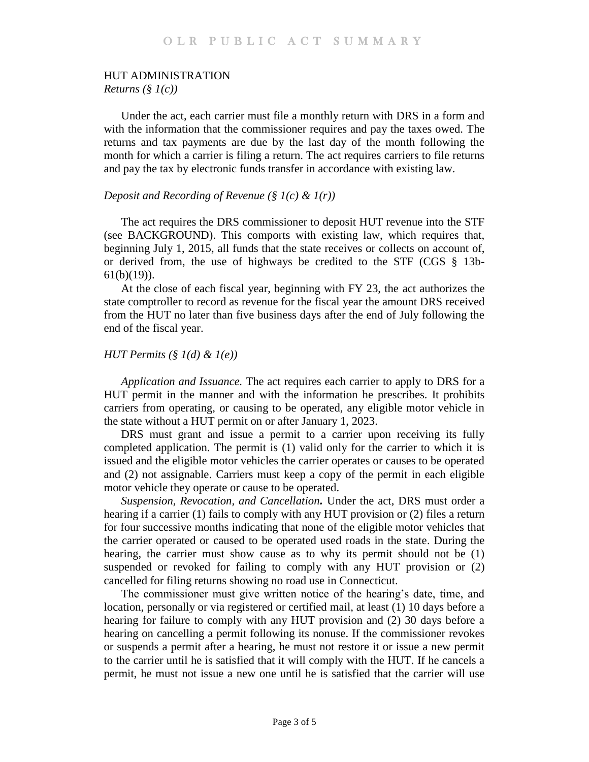## HUT ADMINISTRATION

### *Returns (§ 1(c))*

Under the act, each carrier must file a monthly return with DRS in a form and with the information that the commissioner requires and pay the taxes owed. The returns and tax payments are due by the last day of the month following the month for which a carrier is filing a return. The act requires carriers to file returns and pay the tax by electronic funds transfer in accordance with existing law.

### *Deposit and Recording of Revenue (§ 1(c) & 1(r))*

The act requires the DRS commissioner to deposit HUT revenue into the STF (see BACKGROUND). This comports with existing law, which requires that, beginning July 1, 2015, all funds that the state receives or collects on account of, or derived from, the use of highways be credited to the STF (CGS § 13b-61(b)(19)).

At the close of each fiscal year, beginning with FY 23, the act authorizes the state comptroller to record as revenue for the fiscal year the amount DRS received from the HUT no later than five business days after the end of July following the end of the fiscal year.

### *HUT Permits (§ 1(d) & 1(e))*

*Application and Issuance.* The act requires each carrier to apply to DRS for a HUT permit in the manner and with the information he prescribes. It prohibits carriers from operating, or causing to be operated, any eligible motor vehicle in the state without a HUT permit on or after January 1, 2023.

DRS must grant and issue a permit to a carrier upon receiving its fully completed application. The permit is (1) valid only for the carrier to which it is issued and the eligible motor vehicles the carrier operates or causes to be operated and (2) not assignable. Carriers must keep a copy of the permit in each eligible motor vehicle they operate or cause to be operated.

***Suspension, Revocation, and Cancellation.*** Under the act, DRS must order a hearing if a carrier (1) fails to comply with any HUT provision or (2) files a return for four successive months indicating that none of the eligible motor vehicles that the carrier operated or caused to be operated used roads in the state. During the hearing, the carrier must show cause as to why its permit should not be (1) suspended or revoked for failing to comply with any HUT provision or (2) cancelled for filing returns showing no road use in Connecticut.

The commissioner must give written notice of the hearing's date, time, and location, personally or via registered or certified mail, at least (1) 10 days before a hearing for failure to comply with any HUT provision and (2) 30 days before a hearing on cancelling a permit following its nonuse. If the commissioner revokes or suspends a permit after a hearing, he must not restore it or issue a new permit to the carrier until he is satisfied that it will comply with the HUT. If he cancels a permit, he must not issue a new one until he is satisfied that the carrier will use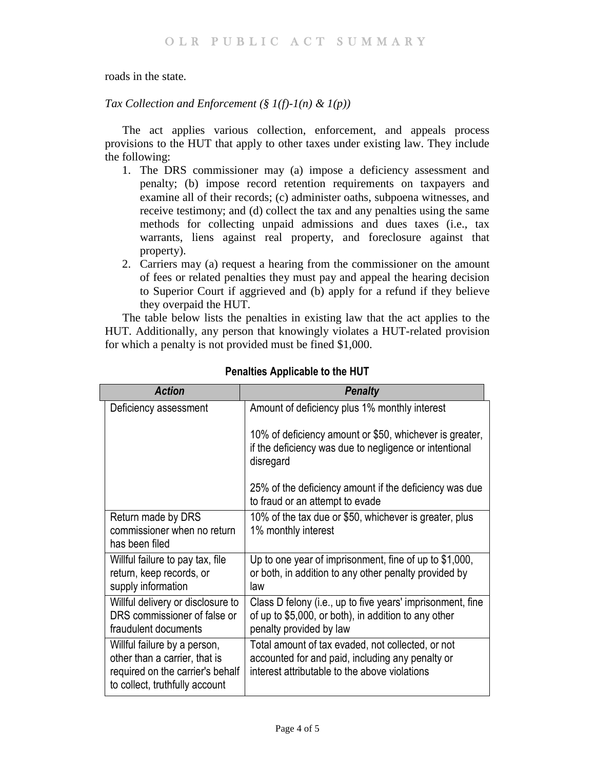roads in the state.

*Tax Collection and Enforcement (§ 1(f)-1(n) & 1(p))*

The act applies various collection, enforcement, and appeals process provisions to the HUT that apply to other taxes under existing law. They include the following:

1. The DRS commissioner may (a) impose a deficiency assessment and penalty; (b) impose record retention requirements on taxpayers and examine all of their records; (c) administer oaths, subpoena witnesses, and receive testimony; and (d) collect the tax and any penalties using the same methods for collecting unpaid admissions and dues taxes (i.e., tax warrants, liens against real property, and foreclosure against that property).
2. Carriers may (a) request a hearing from the commissioner on the amount of fees or related penalties they must pay and appeal the hearing decision to Superior Court if aggrieved and (b) apply for a refund if they believe they overpaid the HUT.

The table below lists the penalties in existing law that the act applies to the HUT. Additionally, any person that knowingly violates a HUT-related provision for which a penalty is not provided must be fined $1,000.

**Penalties Applicable to the HUT**

| *Action* | *Penalty* |
|---|---|
| Deficiency assessment | Amount of deficiency plus 1% monthly interest<br><br>10% of deficiency amount or $50, whichever is greater, if the deficiency was due to negligence or intentional disregard<br><br>25% of the deficiency amount if the deficiency was due to fraud or an attempt to evade |
| Return made by DRS commissioner when no return has been filed | 10% of the tax due or $50, whichever is greater, plus 1% monthly interest |
| Willful failure to pay tax, file return, keep records, or supply information | Up to one year of imprisonment, fine of up to $1,000, or both, in addition to any other penalty provided by law |
| Willful delivery or disclosure to DRS commissioner of false or fraudulent documents | Class D felony (i.e., up to five years' imprisonment, fine of up to $5,000, or both), in addition to any other penalty provided by law |
| Willful failure by a person, other than a carrier, that is required on the carrier's behalf to collect, truthfully account | Total amount of tax evaded, not collected, or not accounted for and paid, including any penalty or interest attributable to the above violations |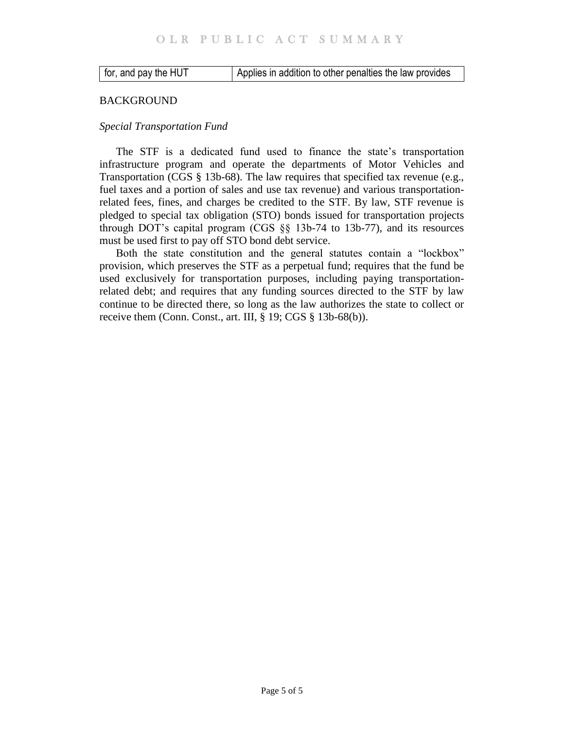| | |
|---|---|
| for, and pay the HUT | Applies in addition to other penalties the law provides |

BACKGROUND

*Special Transportation Fund*

The STF is a dedicated fund used to finance the state's transportation infrastructure program and operate the departments of Motor Vehicles and Transportation (CGS § 13b-68). The law requires that specified tax revenue (e.g., fuel taxes and a portion of sales and use tax revenue) and various transportation-related fees, fines, and charges be credited to the STF. By law, STF revenue is pledged to special tax obligation (STO) bonds issued for transportation projects through DOT's capital program (CGS §§ 13b-74 to 13b-77), and its resources must be used first to pay off STO bond debt service.

Both the state constitution and the general statutes contain a "lockbox" provision, which preserves the STF as a perpetual fund; requires that the fund be used exclusively for transportation purposes, including paying transportation-related debt; and requires that any funding sources directed to the STF by law continue to be directed there, so long as the law authorizes the state to collect or receive them (Conn. Const., art. III, § 19; CGS § 13b-68(b)).